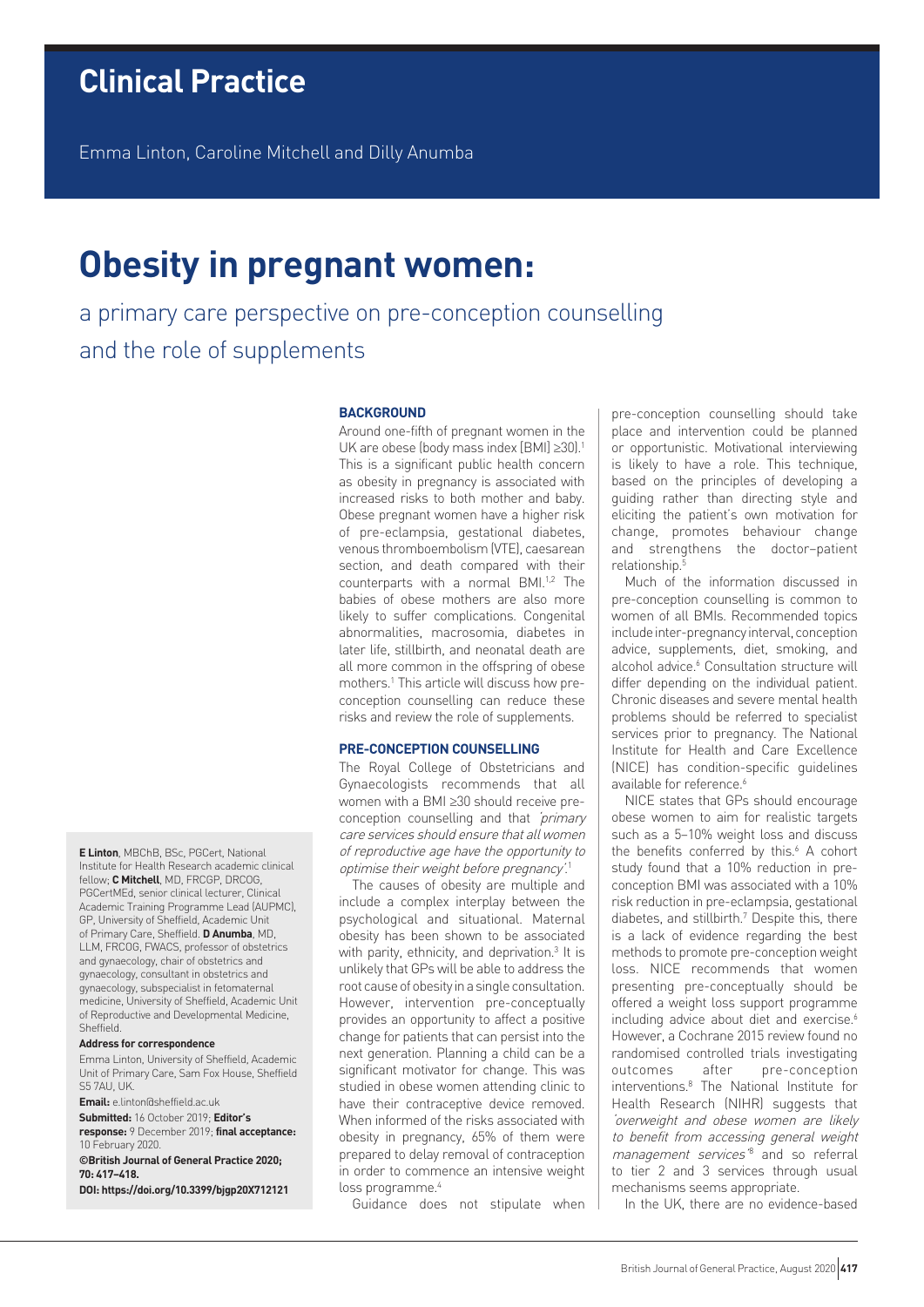# Clinical Practice

Emma Linton, Caroline Mitchell and Dilly Anumba

# Obesity in pregnant women:

## a primary care perspective on pre-conception counselling and the role of supplements

### BACKGROUND

Around one-fifth of pregnant women in the UK are obese (body mass index [BMI] ≥30).[1] This is a significant public health concern as obesity in pregnancy is associated with increased risks to both mother and baby. Obese pregnant women have a higher risk of pre-eclampsia, gestational diabetes, venous thromboembolism (VTE), caesarean section, and death compared with their counterparts with a normal BMI.[1,2] The babies of obese mothers are also more likely to suffer complications. Congenital abnormalities, macrosomia, diabetes in later life, stillbirth, and neonatal death are all more common in the offspring of obese mothers.[1] This article will discuss how pre-conception counselling can reduce these risks and review the role of supplements.

### PRE-CONCEPTION COUNSELLING

The Royal College of Obstetricians and Gynaecologists recommends that all women with a BMI ≥30 should receive pre-conception counselling and that *'primary care services should ensure that all women of reproductive age have the opportunity to optimise their weight before pregnancy'*.[1]

The causes of obesity are multiple and include a complex interplay between the psychological and situational. Maternal obesity has been shown to be associated with parity, ethnicity, and deprivation.[3] It is unlikely that GPs will be able to address the root cause of obesity in a single consultation. However, intervention pre-conceptually provides an opportunity to affect a positive change for patients that can persist into the next generation. Planning a child can be a significant motivator for change. This was studied in obese women attending clinic to have their contraceptive device removed. When informed of the risks associated with obesity in pregnancy, 65% of them were prepared to delay removal of contraception in order to commence an intensive weight loss programme.[4]

Guidance does not stipulate when pre-conception counselling should take place and intervention could be planned or opportunistic. Motivational interviewing is likely to have a role. This technique, based on the principles of developing a guiding rather than directing style and eliciting the patient's own motivation for change, promotes behaviour change and strengthens the doctor–patient relationship.[5]

Much of the information discussed in pre-conception counselling is common to women of all BMIs. Recommended topics include inter-pregnancy interval, conception advice, supplements, diet, smoking, and alcohol advice.[6] Consultation structure will differ depending on the individual patient. Chronic diseases and severe mental health problems should be referred to specialist services prior to pregnancy. The National Institute for Health and Care Excellence (NICE) has condition-specific guidelines available for reference.[6]

NICE states that GPs should encourage obese women to aim for realistic targets such as a 5–10% weight loss and discuss the benefits conferred by this.[6] A cohort study found that a 10% reduction in pre-conception BMI was associated with a 10% risk reduction in pre-eclampsia, gestational diabetes, and stillbirth.[7] Despite this, there is a lack of evidence regarding the best methods to promote pre-conception weight loss. NICE recommends that women presenting pre-conceptually should be offered a weight loss support programme including advice about diet and exercise.[6] However, a Cochrane 2015 review found no randomised controlled trials investigating outcomes after pre-conception interventions.[8] The National Institute for Health Research (NIHR) suggests that *'overweight and obese women are likely to benefit from accessing general weight management services'*[8] and so referral to tier 2 and 3 services through usual mechanisms seems appropriate.

In the UK, there are no evidence-based

**E Linton**, MBChB, BSc, PGCert, National Institute for Health Research academic clinical fellow; **C Mitchell**, MD, FRCGP, DRCOG, PGCertMEd, senior clinical lecturer, Clinical Academic Training Programme Lead (AUPMC), GP, University of Sheffield, Academic Unit of Primary Care, Sheffield. **D Anumba**, MD, LLM, FRCOG, FWACS, professor of obstetrics and gynaecology, chair of obstetrics and gynaecology, consultant in obstetrics and gynaecology, subspecialist in fetomaternal medicine, University of Sheffield, Academic Unit of Reproductive and Developmental Medicine, Sheffield.

**Address for correspondence**

Emma Linton, University of Sheffield, Academic Unit of Primary Care, Sam Fox House, Sheffield S5 7AU, UK.

**Email:** e.linton@sheffield.ac.uk

**Submitted:** 16 October 2019; **Editor's response:** 9 December 2019; **final acceptance:** 10 February 2020.

**©British Journal of General Practice 2020; 70: 417–418.**

**DOI: https://doi.org/10.3399/bjgp20X712121**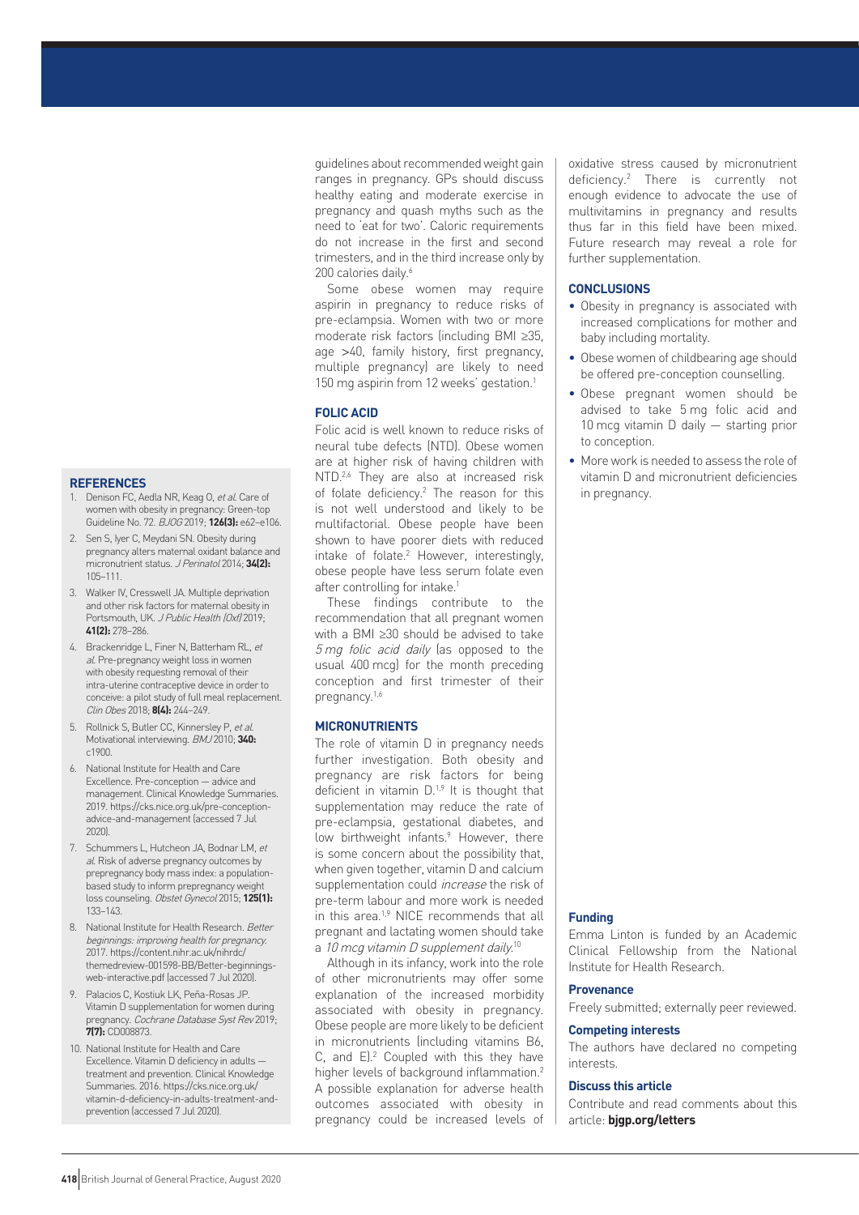guidelines about recommended weight gain ranges in pregnancy. GPs should discuss healthy eating and moderate exercise in pregnancy and quash myths such as the need to 'eat for two'. Caloric requirements do not increase in the first and second trimesters, and in the third increase only by 200 calories daily.[6]

Some obese women may require aspirin in pregnancy to reduce risks of pre-eclampsia. Women with two or more moderate risk factors (including BMI ≥35, age >40, family history, first pregnancy, multiple pregnancy) are likely to need 150 mg aspirin from 12 weeks' gestation.[1]

## FOLIC ACID

Folic acid is well known to reduce risks of neural tube defects (NTD). Obese women are at higher risk of having children with NTD.[2,6] They are also at increased risk of folate deficiency.[2] The reason for this is not well understood and likely to be multifactorial. Obese people have been shown to have poorer diets with reduced intake of folate.[2] However, interestingly, obese people have less serum folate even after controlling for intake.[1]

These findings contribute to the recommendation that all pregnant women with a BMI ≥30 should be advised to take *5 mg folic acid daily* (as opposed to the usual 400 mcg) for the month preceding conception and first trimester of their pregnancy.[1,6]

## MICRONUTRIENTS

The role of vitamin D in pregnancy needs further investigation. Both obesity and pregnancy are risk factors for being deficient in vitamin D.[1,9] It is thought that supplementation may reduce the rate of pre-eclampsia, gestational diabetes, and low birthweight infants.[9] However, there is some concern about the possibility that, when given together, vitamin D and calcium supplementation could *increase* the risk of pre-term labour and more work is needed in this area.[1,9] NICE recommends that all pregnant and lactating women should take a *10 mcg vitamin D supplement daily*.[10]

Although in its infancy, work into the role of other micronutrients may offer some explanation of the increased morbidity associated with obesity in pregnancy. Obese people are more likely to be deficient in micronutrients (including vitamins B6, C, and E).[2] Coupled with this they have higher levels of background inflammation.[2] A possible explanation for adverse health outcomes associated with obesity in pregnancy could be increased levels of oxidative stress caused by micronutrient deficiency.[2] There is currently not enough evidence to advocate the use of multivitamins in pregnancy and results thus far in this field have been mixed. Future research may reveal a role for further supplementation.

## CONCLUSIONS

- Obesity in pregnancy is associated with increased complications for mother and baby including mortality.
- Obese women of childbearing age should be offered pre-conception counselling.
- Obese pregnant women should be advised to take 5 mg folic acid and 10 mcg vitamin D daily — starting prior to conception.
- More work is needed to assess the role of vitamin D and micronutrient deficiencies in pregnancy.

### Funding

Emma Linton is funded by an Academic Clinical Fellowship from the National Institute for Health Research.

### Provenance

Freely submitted; externally peer reviewed.

### Competing interests

The authors have declared no competing interests.

### Discuss this article

Contribute and read comments about this article: **bjgp.org/letters**

## REFERENCES

1. Denison FC, Aedla NR, Keag O, *et al*. Care of women with obesity in pregnancy: Green-top Guideline No. 72. *BJOG* 2019; **126(3):** e62–e106.
2. Sen S, Iyer C, Meydani SN. Obesity during pregnancy alters maternal oxidant balance and micronutrient status. *J Perinatol* 2014; **34(2):** 105–111.
3. Walker IV, Cresswell JA. Multiple deprivation and other risk factors for maternal obesity in Portsmouth, UK. *J Public Health (Oxf)* 2019; **41(2):** 278–286.
4. Brackenridge L, Finer N, Batterham RL, *et al*. Pre-pregnancy weight loss in women with obesity requesting removal of their intra-uterine contraceptive device in order to conceive: a pilot study of full meal replacement. *Clin Obes* 2018; **8(4):** 244–249.
5. Rollnick S, Butler CC, Kinnersley P, *et al*. Motivational interviewing. *BMJ* 2010; **340:** c1900.
6. National Institute for Health and Care Excellence. Pre-conception — advice and management. Clinical Knowledge Summaries. 2019. https://cks.nice.org.uk/pre-conception-advice-and-management (accessed 7 Jul 2020).
7. Schummers L, Hutcheon JA, Bodnar LM, *et al*. Risk of adverse pregnancy outcomes by prepregnancy body mass index: a population-based study to inform prepregnancy weight loss counseling. *Obstet Gynecol* 2015; **125(1):** 133–143.
8. National Institute for Health Research. *Better beginnings: improving health for pregnancy*. 2017. https://content.nihr.ac.uk/nihrdc/themedreview-001598-BB/Better-beginnings-web-interactive.pdf (accessed 7 Jul 2020).
9. Palacios C, Kostiuk LK, Peña-Rosas JP. Vitamin D supplementation for women during pregnancy. *Cochrane Database Syst Rev* 2019; **7(7):** CD008873.
10. National Institute for Health and Care Excellence. Vitamin D deficiency in adults — treatment and prevention. Clinical Knowledge Summaries. 2016. https://cks.nice.org.uk/vitamin-d-deficiency-in-adults-treatment-and-prevention (accessed 7 Jul 2020).